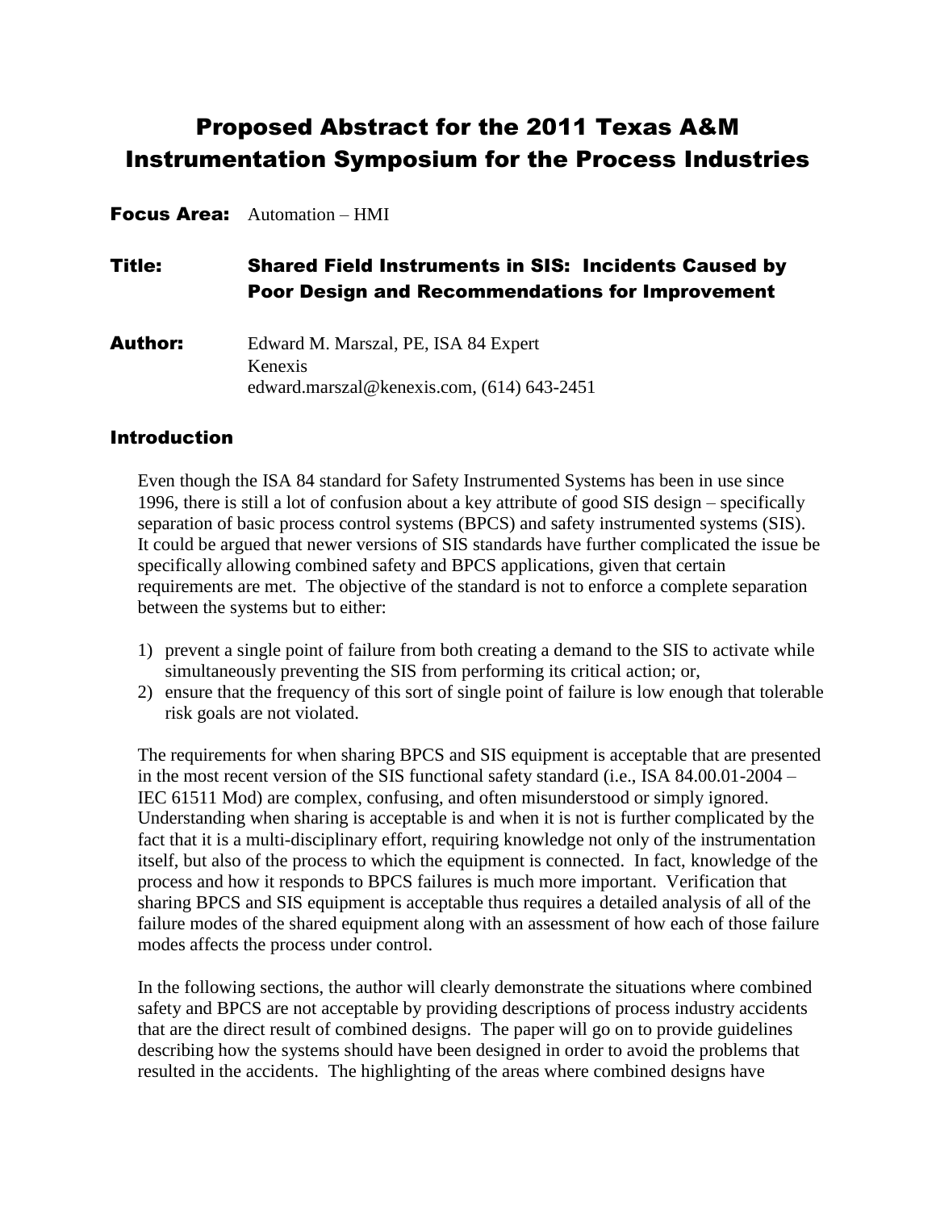# Proposed Abstract for the 2011 Texas A&M Instrumentation Symposium for the Process Industries

**Focus Area:** Automation – HMI

**Title:** **Shared Field Instruments in SIS: Incidents Caused by Poor Design and Recommendations for Improvement**

**Author:** Edward M. Marszal, PE, ISA 84 Expert
Kenexis
edward.marszal@kenexis.com, (614) 643-2451

## Introduction

Even though the ISA 84 standard for Safety Instrumented Systems has been in use since 1996, there is still a lot of confusion about a key attribute of good SIS design – specifically separation of basic process control systems (BPCS) and safety instrumented systems (SIS). It could be argued that newer versions of SIS standards have further complicated the issue be specifically allowing combined safety and BPCS applications, given that certain requirements are met. The objective of the standard is not to enforce a complete separation between the systems but to either:

1) prevent a single point of failure from both creating a demand to the SIS to activate while simultaneously preventing the SIS from performing its critical action; or,
2) ensure that the frequency of this sort of single point of failure is low enough that tolerable risk goals are not violated.

The requirements for when sharing BPCS and SIS equipment is acceptable that are presented in the most recent version of the SIS functional safety standard (i.e., ISA 84.00.01-2004 – IEC 61511 Mod) are complex, confusing, and often misunderstood or simply ignored. Understanding when sharing is acceptable is and when it is not is further complicated by the fact that it is a multi-disciplinary effort, requiring knowledge not only of the instrumentation itself, but also of the process to which the equipment is connected. In fact, knowledge of the process and how it responds to BPCS failures is much more important. Verification that sharing BPCS and SIS equipment is acceptable thus requires a detailed analysis of all of the failure modes of the shared equipment along with an assessment of how each of those failure modes affects the process under control.

In the following sections, the author will clearly demonstrate the situations where combined safety and BPCS are not acceptable by providing descriptions of process industry accidents that are the direct result of combined designs. The paper will go on to provide guidelines describing how the systems should have been designed in order to avoid the problems that resulted in the accidents. The highlighting of the areas where combined designs have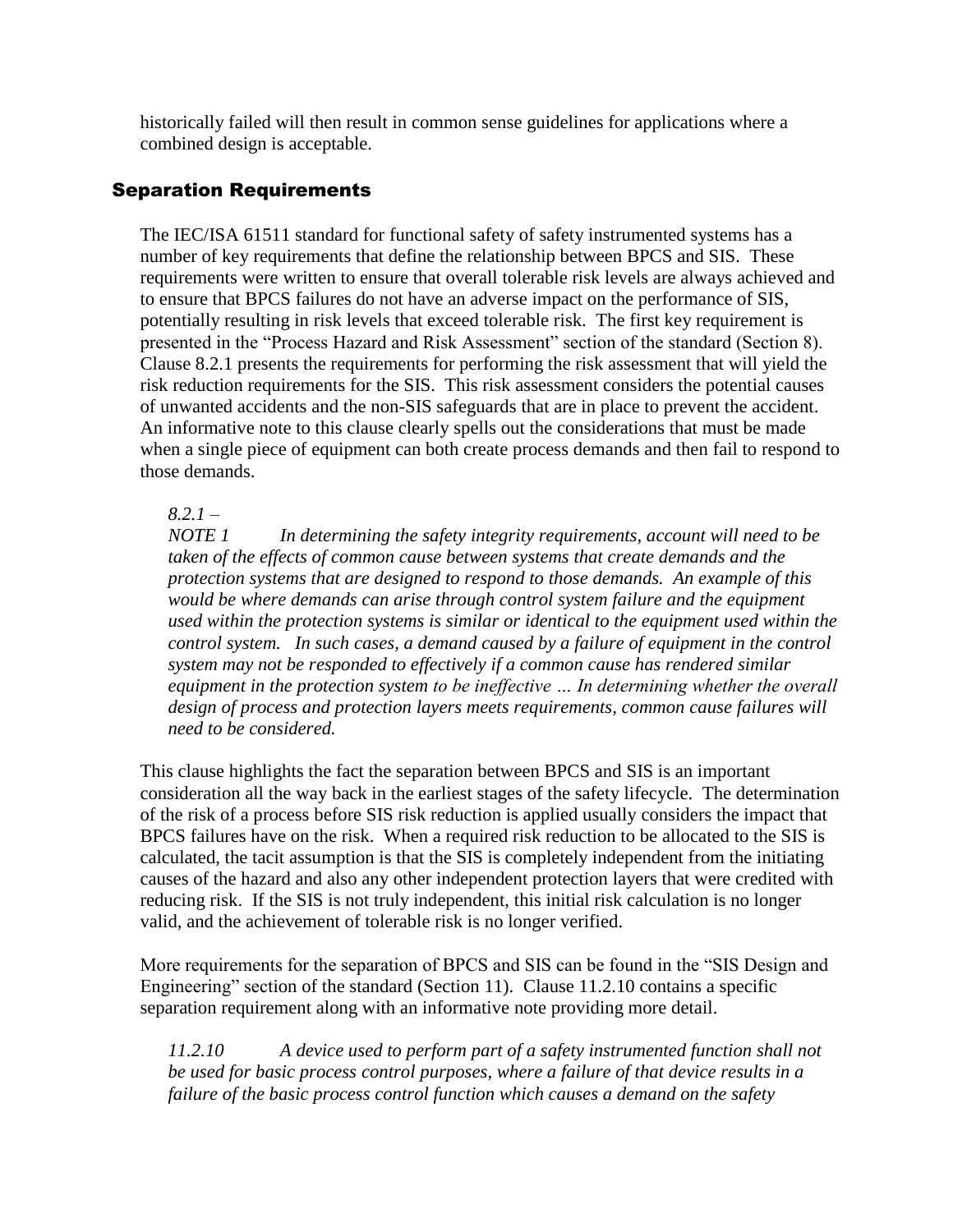historically failed will then result in common sense guidelines for applications where a combined design is acceptable.

## Separation Requirements

The IEC/ISA 61511 standard for functional safety of safety instrumented systems has a number of key requirements that define the relationship between BPCS and SIS. These requirements were written to ensure that overall tolerable risk levels are always achieved and to ensure that BPCS failures do not have an adverse impact on the performance of SIS, potentially resulting in risk levels that exceed tolerable risk. The first key requirement is presented in the "Process Hazard and Risk Assessment" section of the standard (Section 8). Clause 8.2.1 presents the requirements for performing the risk assessment that will yield the risk reduction requirements for the SIS. This risk assessment considers the potential causes of unwanted accidents and the non-SIS safeguards that are in place to prevent the accident. An informative note to this clause clearly spells out the considerations that must be made when a single piece of equipment can both create process demands and then fail to respond to those demands.

> *8.2.1 –*
> *NOTE 1 In determining the safety integrity requirements, account will need to be taken of the effects of common cause between systems that create demands and the protection systems that are designed to respond to those demands. An example of this would be where demands can arise through control system failure and the equipment used within the protection systems is similar or identical to the equipment used within the control system. In such cases, a demand caused by a failure of equipment in the control system may not be responded to effectively if a common cause has rendered similar equipment in the protection system to be ineffective … In determining whether the overall design of process and protection layers meets requirements, common cause failures will need to be considered.*

This clause highlights the fact the separation between BPCS and SIS is an important consideration all the way back in the earliest stages of the safety lifecycle. The determination of the risk of a process before SIS risk reduction is applied usually considers the impact that BPCS failures have on the risk. When a required risk reduction to be allocated to the SIS is calculated, the tacit assumption is that the SIS is completely independent from the initiating causes of the hazard and also any other independent protection layers that were credited with reducing risk. If the SIS is not truly independent, this initial risk calculation is no longer valid, and the achievement of tolerable risk is no longer verified.

More requirements for the separation of BPCS and SIS can be found in the "SIS Design and Engineering" section of the standard (Section 11). Clause 11.2.10 contains a specific separation requirement along with an informative note providing more detail.

> *11.2.10 A device used to perform part of a safety instrumented function shall not be used for basic process control purposes, where a failure of that device results in a failure of the basic process control function which causes a demand on the safety*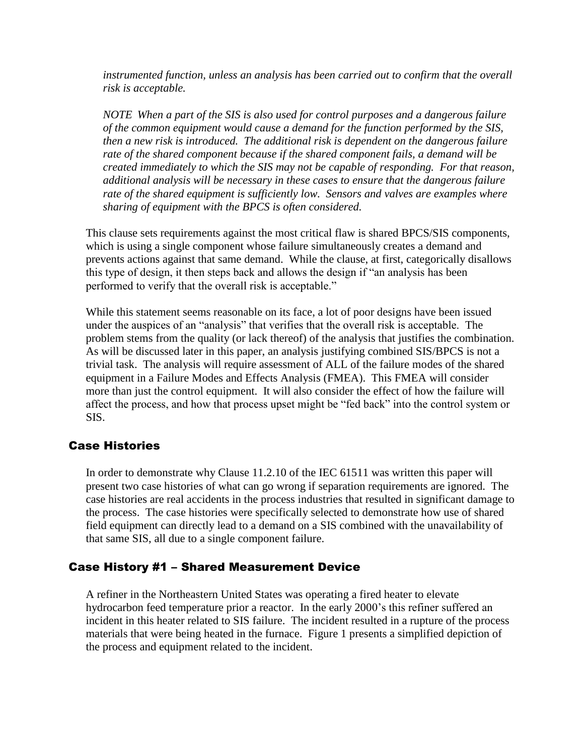*instrumented function, unless an analysis has been carried out to confirm that the overall risk is acceptable.*

*NOTE When a part of the SIS is also used for control purposes and a dangerous failure of the common equipment would cause a demand for the function performed by the SIS, then a new risk is introduced. The additional risk is dependent on the dangerous failure rate of the shared component because if the shared component fails, a demand will be created immediately to which the SIS may not be capable of responding. For that reason, additional analysis will be necessary in these cases to ensure that the dangerous failure rate of the shared equipment is sufficiently low. Sensors and valves are examples where sharing of equipment with the BPCS is often considered.*

This clause sets requirements against the most critical flaw is shared BPCS/SIS components, which is using a single component whose failure simultaneously creates a demand and prevents actions against that same demand. While the clause, at first, categorically disallows this type of design, it then steps back and allows the design if "an analysis has been performed to verify that the overall risk is acceptable."

While this statement seems reasonable on its face, a lot of poor designs have been issued under the auspices of an "analysis" that verifies that the overall risk is acceptable. The problem stems from the quality (or lack thereof) of the analysis that justifies the combination. As will be discussed later in this paper, an analysis justifying combined SIS/BPCS is not a trivial task. The analysis will require assessment of ALL of the failure modes of the shared equipment in a Failure Modes and Effects Analysis (FMEA). This FMEA will consider more than just the control equipment. It will also consider the effect of how the failure will affect the process, and how that process upset might be "fed back" into the control system or SIS.

## Case Histories

In order to demonstrate why Clause 11.2.10 of the IEC 61511 was written this paper will present two case histories of what can go wrong if separation requirements are ignored. The case histories are real accidents in the process industries that resulted in significant damage to the process. The case histories were specifically selected to demonstrate how use of shared field equipment can directly lead to a demand on a SIS combined with the unavailability of that same SIS, all due to a single component failure.

## Case History #1 – Shared Measurement Device

A refiner in the Northeastern United States was operating a fired heater to elevate hydrocarbon feed temperature prior a reactor. In the early 2000's this refiner suffered an incident in this heater related to SIS failure. The incident resulted in a rupture of the process materials that were being heated in the furnace. Figure 1 presents a simplified depiction of the process and equipment related to the incident.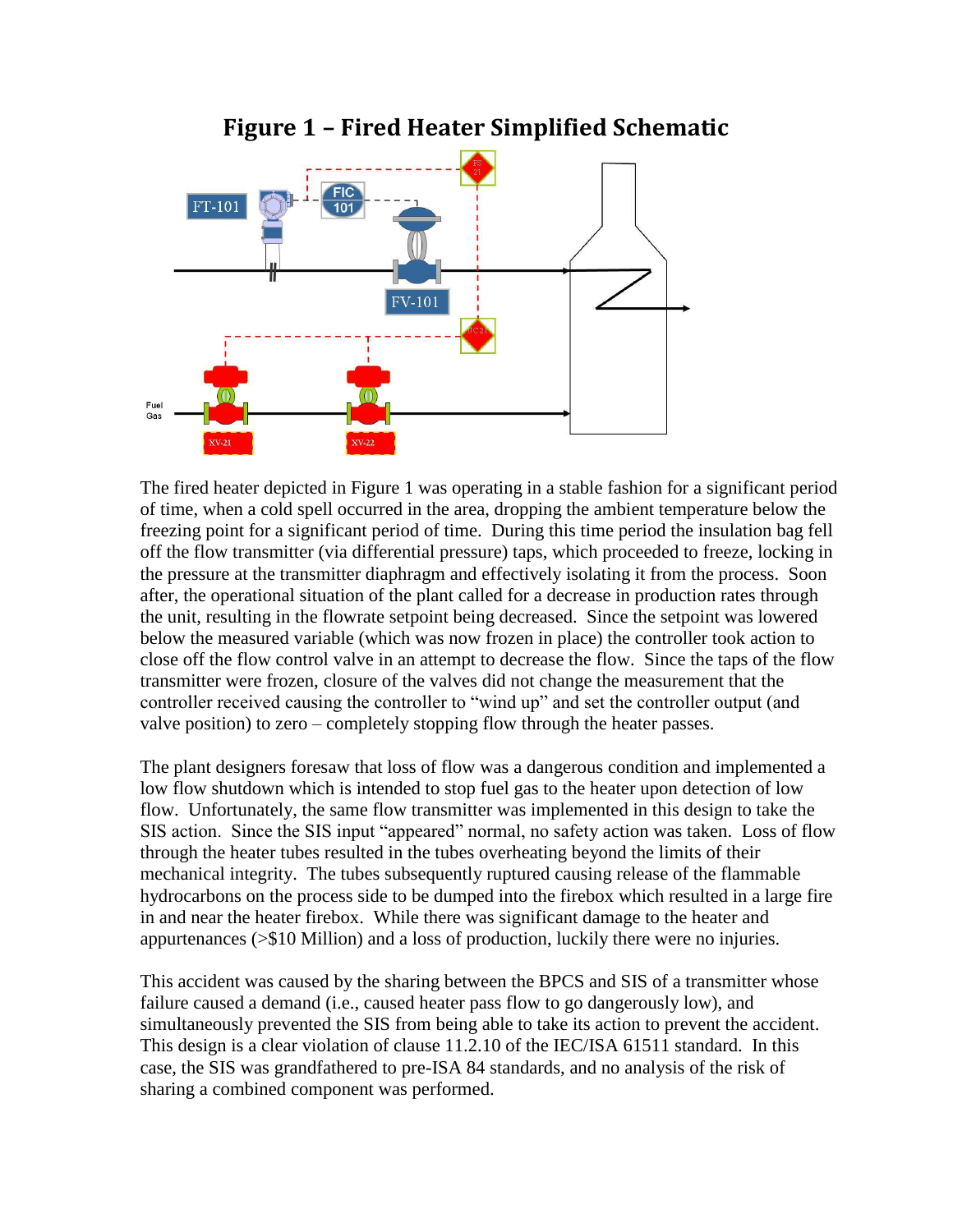## Figure 1 – Fired Heater Simplified Schematic

The fired heater depicted in Figure 1 was operating in a stable fashion for a significant period of time, when a cold spell occurred in the area, dropping the ambient temperature below the freezing point for a significant period of time. During this time period the insulation bag fell off the flow transmitter (via differential pressure) taps, which proceeded to freeze, locking in the pressure at the transmitter diaphragm and effectively isolating it from the process. Soon after, the operational situation of the plant called for a decrease in production rates through the unit, resulting in the flowrate setpoint being decreased. Since the setpoint was lowered below the measured variable (which was now frozen in place) the controller took action to close off the flow control valve in an attempt to decrease the flow. Since the taps of the flow transmitter were frozen, closure of the valves did not change the measurement that the controller received causing the controller to "wind up" and set the controller output (and valve position) to zero – completely stopping flow through the heater passes.

The plant designers foresaw that loss of flow was a dangerous condition and implemented a low flow shutdown which is intended to stop fuel gas to the heater upon detection of low flow. Unfortunately, the same flow transmitter was implemented in this design to take the SIS action. Since the SIS input "appeared" normal, no safety action was taken. Loss of flow through the heater tubes resulted in the tubes overheating beyond the limits of their mechanical integrity. The tubes subsequently ruptured causing release of the flammable hydrocarbons on the process side to be dumped into the firebox which resulted in a large fire in and near the heater firebox. While there was significant damage to the heater and appurtenances (>$10 Million) and a loss of production, luckily there were no injuries.

This accident was caused by the sharing between the BPCS and SIS of a transmitter whose failure caused a demand (i.e., caused heater pass flow to go dangerously low), and simultaneously prevented the SIS from being able to take its action to prevent the accident. This design is a clear violation of clause 11.2.10 of the IEC/ISA 61511 standard. In this case, the SIS was grandfathered to pre-ISA 84 standards, and no analysis of the risk of sharing a combined component was performed.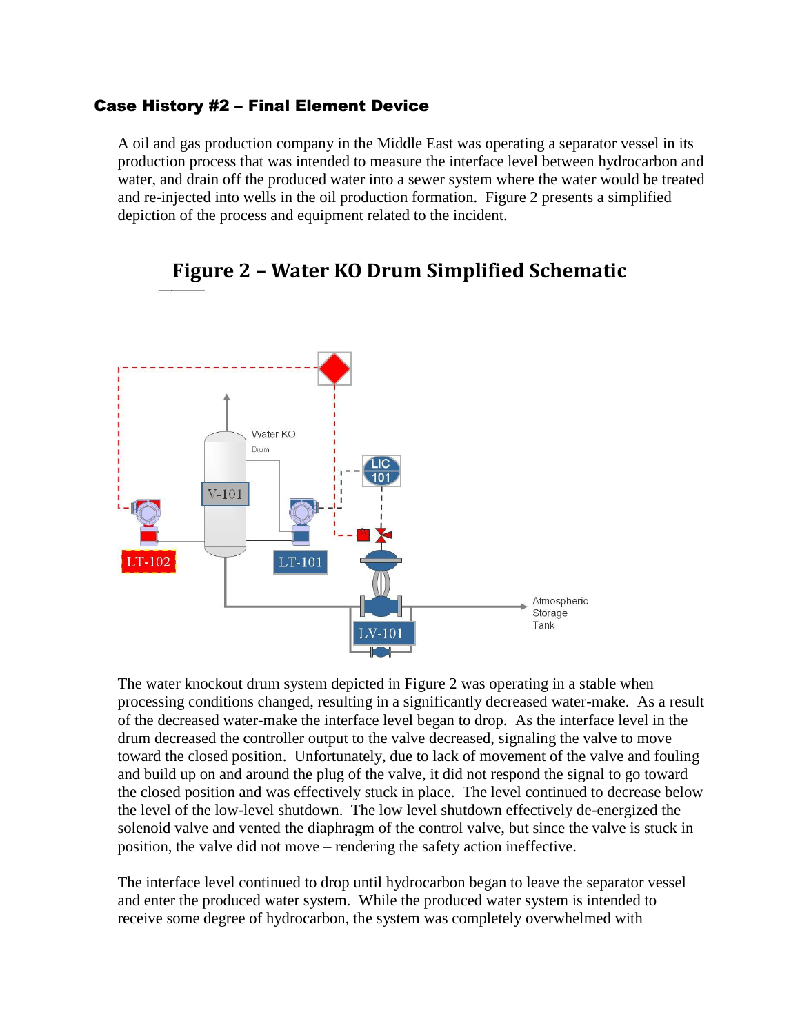### Case History #2 – Final Element Device

A oil and gas production company in the Middle East was operating a separator vessel in its production process that was intended to measure the interface level between hydrocarbon and water, and drain off the produced water into a sewer system where the water would be treated and re-injected into wells in the oil production formation. Figure 2 presents a simplified depiction of the process and equipment related to the incident.

**Figure 2 – Water KO Drum Simplified Schematic**

The water knockout drum system depicted in Figure 2 was operating in a stable when processing conditions changed, resulting in a significantly decreased water-make. As a result of the decreased water-make the interface level began to drop. As the interface level in the drum decreased the controller output to the valve decreased, signaling the valve to move toward the closed position. Unfortunately, due to lack of movement of the valve and fouling and build up on and around the plug of the valve, it did not respond the signal to go toward the closed position and was effectively stuck in place. The level continued to decrease below the level of the low-level shutdown. The low level shutdown effectively de-energized the solenoid valve and vented the diaphragm of the control valve, but since the valve is stuck in position, the valve did not move – rendering the safety action ineffective.

The interface level continued to drop until hydrocarbon began to leave the separator vessel and enter the produced water system. While the produced water system is intended to receive some degree of hydrocarbon, the system was completely overwhelmed with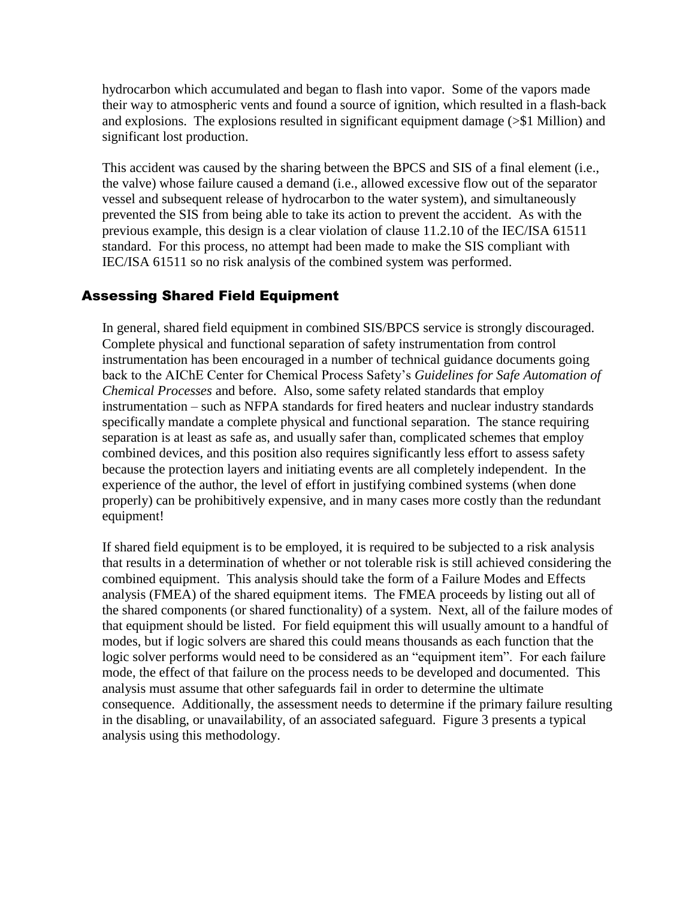hydrocarbon which accumulated and began to flash into vapor. Some of the vapors made their way to atmospheric vents and found a source of ignition, which resulted in a flash-back and explosions. The explosions resulted in significant equipment damage (>$1 Million) and significant lost production.

This accident was caused by the sharing between the BPCS and SIS of a final element (i.e., the valve) whose failure caused a demand (i.e., allowed excessive flow out of the separator vessel and subsequent release of hydrocarbon to the water system), and simultaneously prevented the SIS from being able to take its action to prevent the accident. As with the previous example, this design is a clear violation of clause 11.2.10 of the IEC/ISA 61511 standard. For this process, no attempt had been made to make the SIS compliant with IEC/ISA 61511 so no risk analysis of the combined system was performed.

## Assessing Shared Field Equipment

In general, shared field equipment in combined SIS/BPCS service is strongly discouraged. Complete physical and functional separation of safety instrumentation from control instrumentation has been encouraged in a number of technical guidance documents going back to the AIChE Center for Chemical Process Safety's *Guidelines for Safe Automation of Chemical Processes* and before. Also, some safety related standards that employ instrumentation – such as NFPA standards for fired heaters and nuclear industry standards specifically mandate a complete physical and functional separation. The stance requiring separation is at least as safe as, and usually safer than, complicated schemes that employ combined devices, and this position also requires significantly less effort to assess safety because the protection layers and initiating events are all completely independent. In the experience of the author, the level of effort in justifying combined systems (when done properly) can be prohibitively expensive, and in many cases more costly than the redundant equipment!

If shared field equipment is to be employed, it is required to be subjected to a risk analysis that results in a determination of whether or not tolerable risk is still achieved considering the combined equipment. This analysis should take the form of a Failure Modes and Effects analysis (FMEA) of the shared equipment items. The FMEA proceeds by listing out all of the shared components (or shared functionality) of a system. Next, all of the failure modes of that equipment should be listed. For field equipment this will usually amount to a handful of modes, but if logic solvers are shared this could means thousands as each function that the logic solver performs would need to be considered as an "equipment item". For each failure mode, the effect of that failure on the process needs to be developed and documented. This analysis must assume that other safeguards fail in order to determine the ultimate consequence. Additionally, the assessment needs to determine if the primary failure resulting in the disabling, or unavailability, of an associated safeguard. Figure 3 presents a typical analysis using this methodology.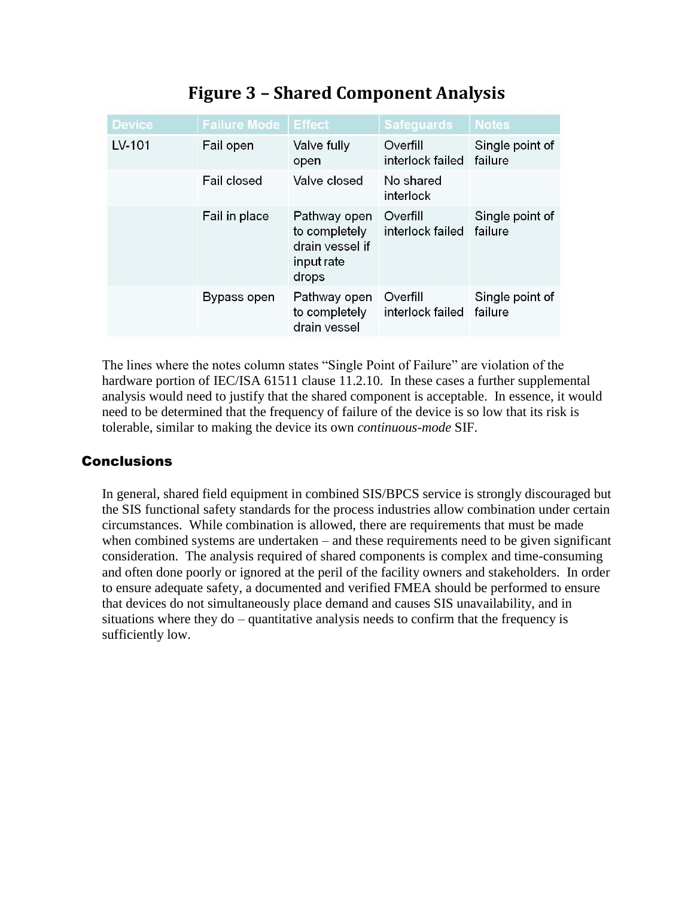## Figure 3 – Shared Component Analysis

| Device | Failure Mode | Effect | Safeguards | Notes |
|---|---|---|---|---|
| LV-101 | Fail open | Valve fully open | Overfill interlock failed | Single point of failure |
| | Fail closed | Valve closed | No shared interlock | |
| | Fail in place | Pathway open to completely drain vessel if input rate drops | Overfill interlock failed | Single point of failure |
| | Bypass open | Pathway open to completely drain vessel | Overfill interlock failed | Single point of failure |

The lines where the notes column states "Single Point of Failure" are violation of the hardware portion of IEC/ISA 61511 clause 11.2.10. In these cases a further supplemental analysis would need to justify that the shared component is acceptable. In essence, it would need to be determined that the frequency of failure of the device is so low that its risk is tolerable, similar to making the device its own *continuous-mode* SIF.

## Conclusions

In general, shared field equipment in combined SIS/BPCS service is strongly discouraged but the SIS functional safety standards for the process industries allow combination under certain circumstances. While combination is allowed, there are requirements that must be made when combined systems are undertaken – and these requirements need to be given significant consideration. The analysis required of shared components is complex and time-consuming and often done poorly or ignored at the peril of the facility owners and stakeholders. In order to ensure adequate safety, a documented and verified FMEA should be performed to ensure that devices do not simultaneously place demand and causes SIS unavailability, and in situations where they do – quantitative analysis needs to confirm that the frequency is sufficiently low.